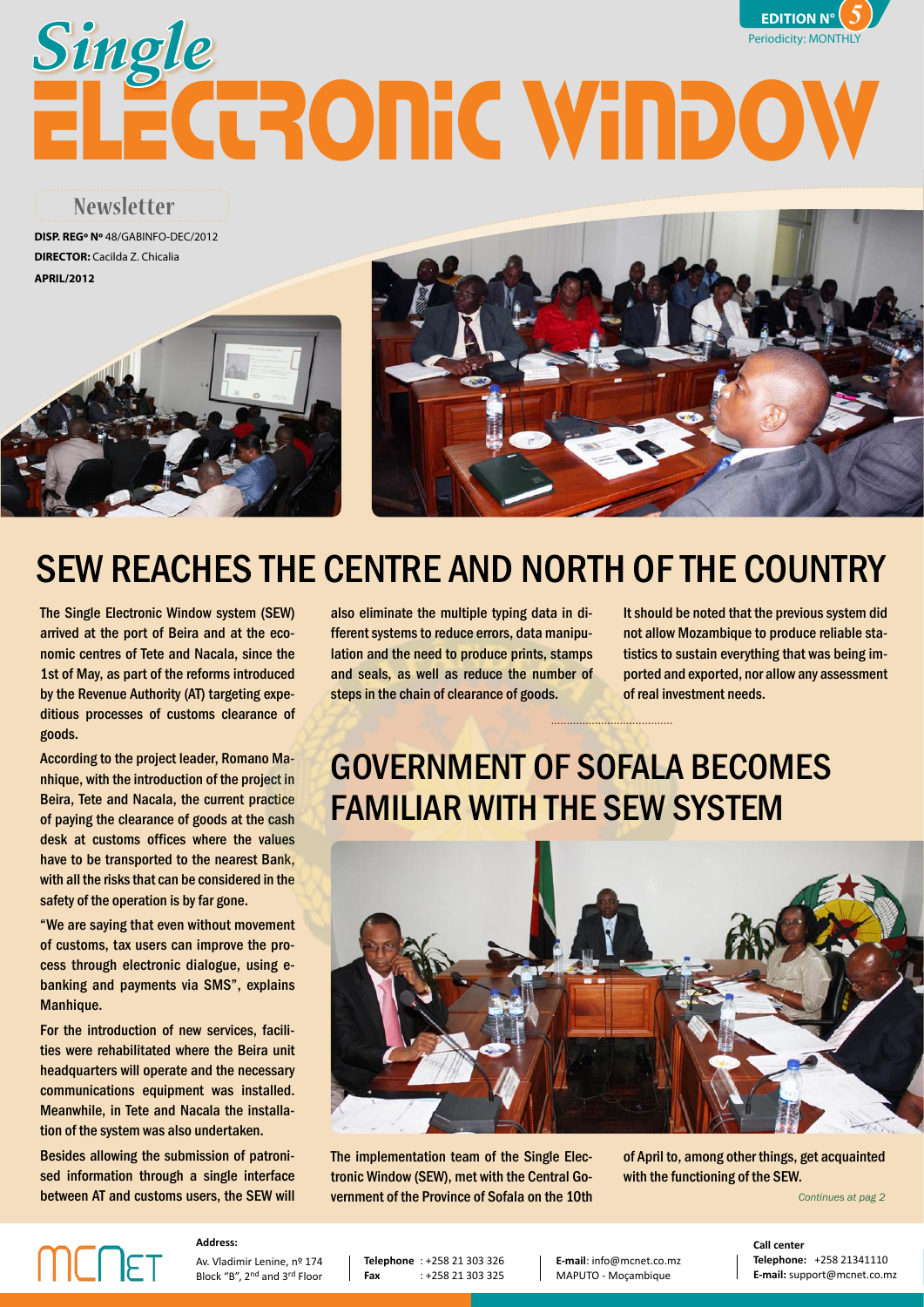# Single ELECTRONIC WINDOW

EDITION Nº 5
Periodicity: MONTHLY

## Newsletter

**DISP. REGº Nº** 48/GABINFO-DEC/2012
**DIRECTOR:** Cacilda Z. Chicalia
**APRIL/2012**

## SEW REACHES THE CENTRE AND NORTH OF THE COUNTRY

The Single Electronic Window system (SEW) arrived at the port of Beira and at the economic centres of Tete and Nacala, since the 1st of May, as part of the reforms introduced by the Revenue Authority (AT) targeting expeditious processes of customs clearance of goods.

According to the project leader, Romano Manhique, with the introduction of the project in Beira, Tete and Nacala, the current practice of paying the clearance of goods at the cash desk at customs offices where the values have to be transported to the nearest Bank, with all the risks that can be considered in the safety of the operation is by far gone.

"We are saying that even without movement of customs, tax users can improve the process through electronic dialogue, using e-banking and payments via SMS", explains Manhique.

For the introduction of new services, facilities were rehabilitated where the Beira unit headquarters will operate and the necessary communications equipment was installed. Meanwhile, in Tete and Nacala the installation of the system was also undertaken.

Besides allowing the submission of patronised information through a single interface between AT and customs users, the SEW will also eliminate the multiple typing data in different systems to reduce errors, data manipulation and the need to produce prints, stamps and seals, as well as reduce the number of steps in the chain of clearance of goods.

It should be noted that the previous system did not allow Mozambique to produce reliable statistics to sustain everything that was being imported and exported, nor allow any assessment of real investment needs.

## GOVERNMENT OF SOFALA BECOMES FAMILIAR WITH THE SEW SYSTEM

The implementation team of the Single Electronic Window (SEW), met with the Central Government of the Province of Sofala on the 10th of April to, among other things, get acquainted with the functioning of the SEW.

*Continues at pag 2*

MCNET

**Address:**
Av. Vladimir Lenine, nº 174
Block "B", 2nd and 3rd Floor

**Telephone** : +258 21 303 326
**Fax** : +258 21 303 325

**E-mail**: info@mcnet.co.mz
MAPUTO - Moçambique

**Call center**
**Telephone:** +258 21341110
**E-mail:** support@mcnet.co.mz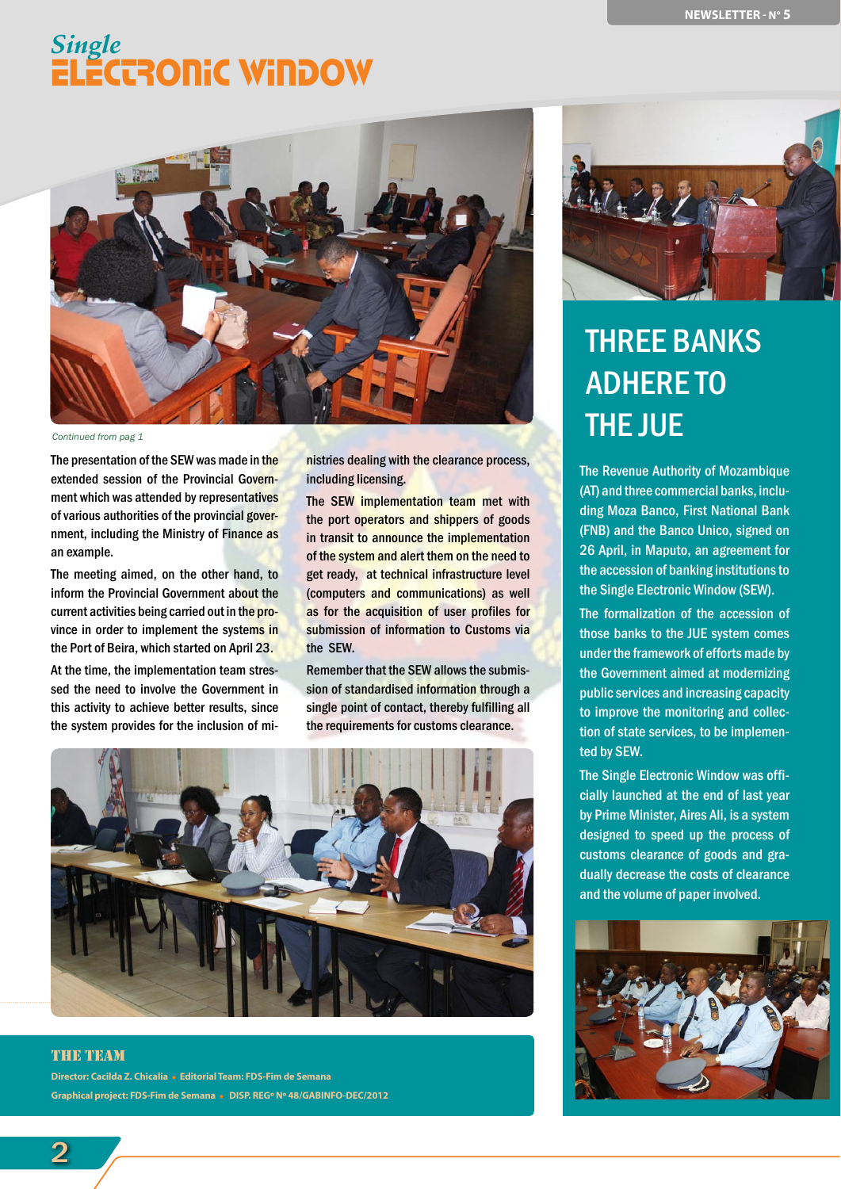# Single ELECTRONIC WINDOW

*Continued from pag 1*

The presentation of the SEW was made in the extended session of the Provincial Government which was attended by representatives of various authorities of the provincial government, including the Ministry of Finance as an example.

The meeting aimed, on the other hand, to inform the Provincial Government about the current activities being carried out in the province in order to implement the systems in the Port of Beira, which started on April 23.

At the time, the implementation team stressed the need to involve the Government in this activity to achieve better results, since the system provides for the inclusion of ministries dealing with the clearance process, including licensing.

The SEW implementation team met with the port operators and shippers of goods in transit to announce the implementation of the system and alert them on the need to get ready, at technical infrastructure level (computers and communications) as well as for the acquisition of user profiles for submission of information to Customs via the SEW.

Remember that the SEW allows the submission of standardised information through a single point of contact, thereby fulfilling all the requirements for customs clearance.

## THREE BANKS ADHERE TO THE JUE

The Revenue Authority of Mozambique (AT) and three commercial banks, including Moza Banco, First National Bank (FNB) and the Banco Unico, signed on 26 April, in Maputo, an agreement for the accession of banking institutions to the Single Electronic Window (SEW).

The formalization of the accession of those banks to the JUE system comes under the framework of efforts made by the Government aimed at modernizing public services and increasing capacity to improve the monitoring and collection of state services, to be implemented by SEW.

The Single Electronic Window was officially launched at the end of last year by Prime Minister, Aires Ali, is a system designed to speed up the process of customs clearance of goods and gradually decrease the costs of clearance and the volume of paper involved.

### THE TEAM

**Director: Cacilda Z. Chicalia • Editorial Team: FDS-Fim de Semana**

**Graphical project: FDS-Fim de Semana • DISP. REGº Nº 48/GABINFO-DEC/2012**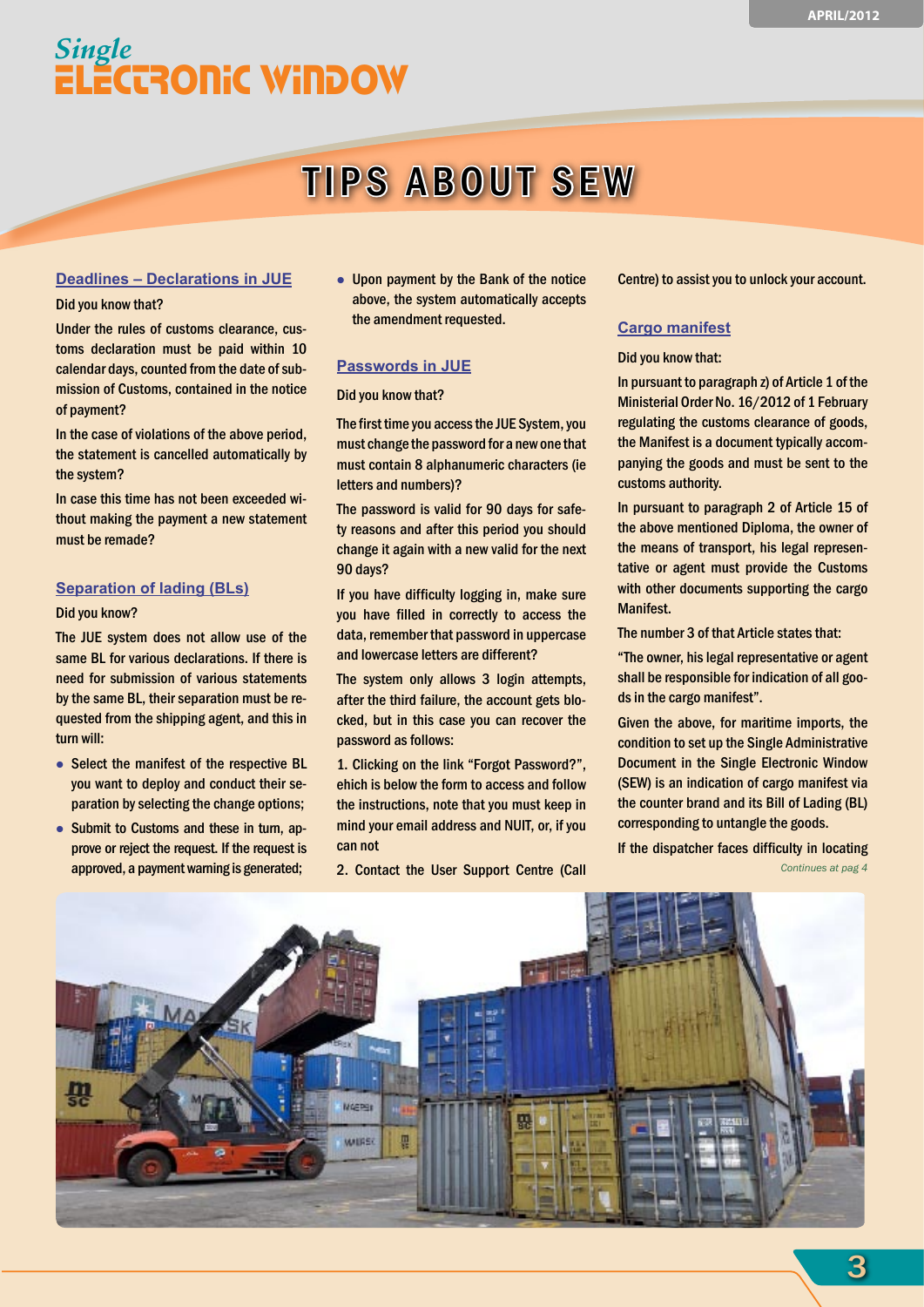# TIPS ABOUT SEW

## Deadlines – Declarations in JUE

Did you know that?

Under the rules of customs clearance, customs declaration must be paid within 10 calendar days, counted from the date of submission of Customs, contained in the notice of payment?

In the case of violations of the above period, the statement is cancelled automatically by the system?

In case this time has not been exceeded without making the payment a new statement must be remade?

## Separation of lading (BLs)

Did you know?

The JUE system does not allow use of the same BL for various declarations. If there is need for submission of various statements by the same BL, their separation must be requested from the shipping agent, and this in turn will:

- Select the manifest of the respective BL you want to deploy and conduct their separation by selecting the change options;
- Submit to Customs and these in turn, approve or reject the request. If the request is approved, a payment warning is generated;
- Upon payment by the Bank of the notice above, the system automatically accepts the amendment requested.

## Passwords in JUE

Did you know that?

The first time you access the JUE System, you must change the password for a new one that must contain 8 alphanumeric characters (ie letters and numbers)?

The password is valid for 90 days for safety reasons and after this period you should change it again with a new valid for the next 90 days?

If you have difficulty logging in, make sure you have filled in correctly to access the data, remember that password in uppercase and lowercase letters are different?

The system only allows 3 login attempts, after the third failure, the account gets blocked, but in this case you can recover the password as follows:

1. Clicking on the link "Forgot Password?", ehich is below the form to access and follow the instructions, note that you must keep in mind your email address and NUIT, or, if you can not

2. Contact the User Support Centre (Call Centre) to assist you to unlock your account.

## Cargo manifest

Did you know that:

In pursuant to paragraph z) of Article 1 of the Ministerial Order No. 16/2012 of 1 February regulating the customs clearance of goods, the Manifest is a document typically accompanying the goods and must be sent to the customs authority.

In pursuant to paragraph 2 of Article 15 of the above mentioned Diploma, the owner of the means of transport, his legal representative or agent must provide the Customs with other documents supporting the cargo Manifest.

The number 3 of that Article states that:

"The owner, his legal representative or agent shall be responsible for indication of all goods in the cargo manifest".

Given the above, for maritime imports, the condition to set up the Single Administrative Document in the Single Electronic Window (SEW) is an indication of cargo manifest via the counter brand and its Bill of Lading (BL) corresponding to untangle the goods.

If the dispatcher faces difficulty in locating

*Continues at pag 4*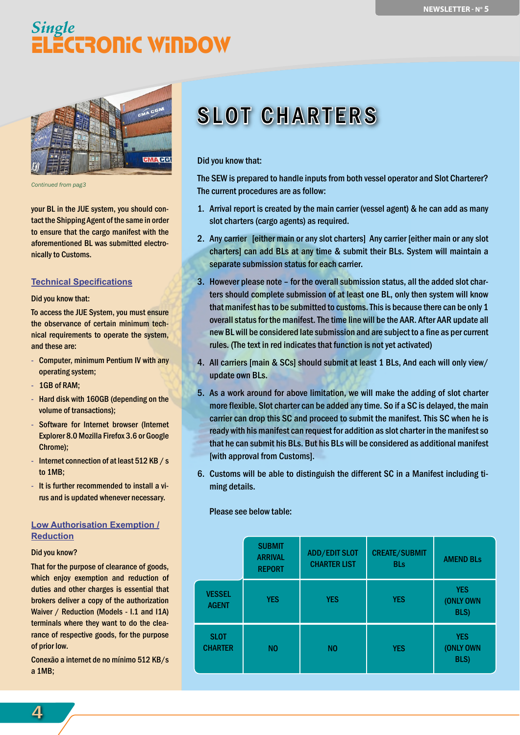*Continued from pag3*

your BL in the JUE system, you should contact the Shipping Agent of the same in order to ensure that the cargo manifest with the aforementioned BL was submitted electronically to Customs.

## Technical Specifications

Did you know that:

To access the JUE System, you must ensure the observance of certain minimum technical requirements to operate the system, and these are:

- Computer, minimum Pentium IV with any operating system;
- 1GB of RAM;
- Hard disk with 160GB (depending on the volume of transactions);
- Software for Internet browser (Internet Explorer 8.0 Mozilla Firefox 3.6 or Google Chrome);
- Internet connection of at least 512 KB / s to 1MB;
- It is further recommended to install a virus and is updated whenever necessary.

## Low Authorisation Exemption / Reduction

Did you know?

That for the purpose of clearance of goods, which enjoy exemption and reduction of duties and other charges is essential that brokers deliver a copy of the authorization Waiver / Reduction (Models - I.1 and I1A) terminals where they want to do the clearance of respective goods, for the purpose of prior low.

Conexão a internet de no mínimo 512 KB/s a 1MB;

# SLOT CHARTERS

Did you know that:

The SEW is prepared to handle inputs from both vessel operator and Slot Charterer? The current procedures are as follow:

1. Arrival report is created by the main carrier (vessel agent) & he can add as many slot charters (cargo agents) as required.
2. Any carrier [either main or any slot charters] Any carrier [either main or any slot charters] can add BLs at any time & submit their BLs. System will maintain a separate submission status for each carrier.
3. However please note – for the overall submission status, all the added slot charters should complete submission of at least one BL, only then system will know that manifest has to be submitted to customs. This is because there can be only 1 overall status for the manifest. The time line will be the AAR. After AAR update all new BL will be considered late submission and are subject to a fine as per current rules. (The text in red indicates that function is not yet activated)
4. All carriers [main & SCs] should submit at least 1 BLs, And each will only view/ update own BLs.
5. As a work around for above limitation, we will make the adding of slot charter more flexible. Slot charter can be added any time. So if a SC is delayed, the main carrier can drop this SC and proceed to submit the manifest. This SC when he is ready with his manifest can request for addition as slot charter in the manifest so that he can submit his BLs. But his BLs will be considered as additional manifest [with approval from Customs].
6. Customs will be able to distinguish the different SC in a Manifest including timing details.

Please see below table:

| | SUBMIT ARRIVAL REPORT | ADD/EDIT SLOT CHARTER LIST | CREATE/SUBMIT BLs | AMEND BLs |
|---|---|---|---|---|
| VESSEL AGENT | YES | YES | YES | YES (ONLY OWN BLS) |
| SLOT CHARTER | NO | NO | YES | YES (ONLY OWN BLS) |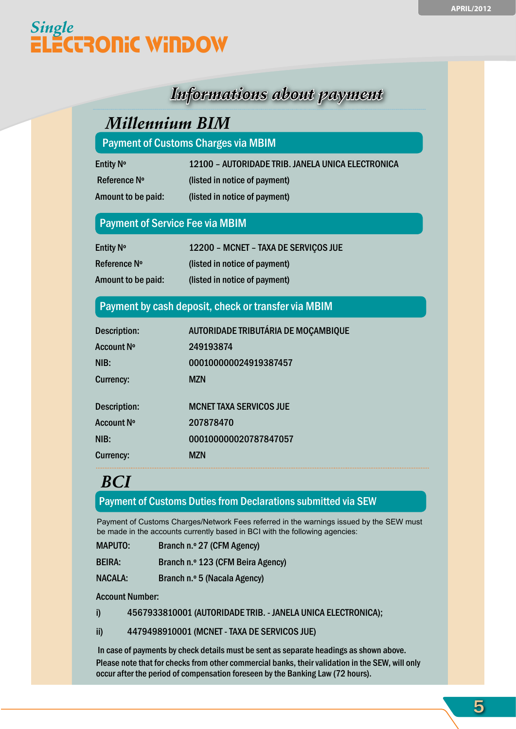# Informations about payment

## Millennium BIM

### Payment of Customs Charges via MBIM

| | |
|---|---|
| Entity Nº | 12100 – AUTORIDADE TRIB. JANELA UNICA ELECTRONICA |
| Reference Nº | (listed in notice of payment) |
| Amount to be paid: | (listed in notice of payment) |

### Payment of Service Fee via MBIM

| | |
|---|---|
| Entity Nº | 12200 – MCNET – TAXA DE SERVIÇOS JUE |
| Reference Nº | (listed in notice of payment) |
| Amount to be paid: | (listed in notice of payment) |

### Payment by cash deposit, check or transfer via MBIM

| | |
|---|---|
| Description: | AUTORIDADE TRIBUTÁRIA DE MOÇAMBIQUE |
| Account Nº | 249193874 |
| NIB: | 000100000024919387457 |
| Currency: | MZN |

| | |
|---|---|
| Description: | MCNET TAXA SERVICOS JUE |
| Account Nº | 207878470 |
| NIB: | 000100000020787847057 |
| Currency: | MZN |

## BCI

### Payment of Customs Duties from Declarations submitted via SEW

Payment of Customs Charges/Network Fees referred in the warnings issued by the SEW must be made in the accounts currently based in BCI with the following agencies:

| | |
|---|---|
| MAPUTO: | Branch n.º 27 (CFM Agency) |
| BEIRA: | Branch n.º 123 (CFM Beira Agency) |
| NACALA: | Branch n.º 5 (Nacala Agency) |

Account Number:

i) 4567933810001 (AUTORIDADE TRIB. - JANELA UNICA ELECTRONICA);

ii) 4479498910001 (MCNET - TAXA DE SERVICOS JUE)

In case of payments by check details must be sent as separate headings as shown above.

Please note that for checks from other commercial banks, their validation in the SEW, will only occur after the period of compensation foreseen by the Banking Law (72 hours).